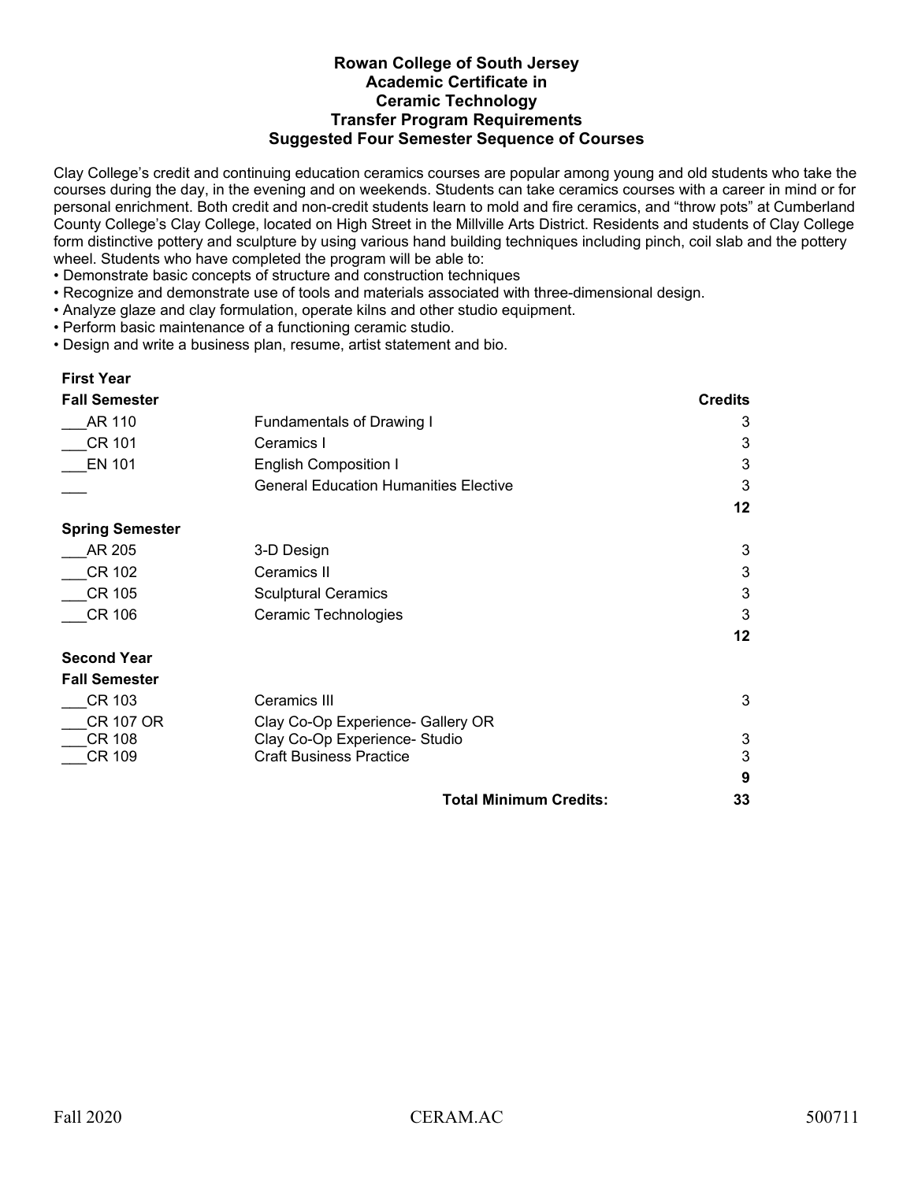# Rowan College of South Jersey
## Academic Certificate in
## Ceramic Technology
## Transfer Program Requirements
## Suggested Four Semester Sequence of Courses

Clay College's credit and continuing education ceramics courses are popular among young and old students who take the courses during the day, in the evening and on weekends. Students can take ceramics courses with a career in mind or for personal enrichment. Both credit and non-credit students learn to mold and fire ceramics, and "throw pots" at Cumberland County College's Clay College, located on High Street in the Millville Arts District. Residents and students of Clay College form distinctive pottery and sculpture by using various hand building techniques including pinch, coil slab and the pottery wheel. Students who have completed the program will be able to:

- Demonstrate basic concepts of structure and construction techniques
- Recognize and demonstrate use of tools and materials associated with three-dimensional design.
- Analyze glaze and clay formulation, operate kilns and other studio equipment.
- Perform basic maintenance of a functioning ceramic studio.
- Design and write a business plan, resume, artist statement and bio.

**First Year**

| **Fall Semester** | | **Credits** |
|---|---|---|
| ___AR 110 | Fundamentals of Drawing I | 3 |
| ___CR 101 | Ceramics I | 3 |
| ___EN 101 | English Composition I | 3 |
| ___ | General Education Humanities Elective | 3 |
| | | **12** |
| **Spring Semester** | | |
| ___AR 205 | 3-D Design | 3 |
| ___CR 102 | Ceramics II | 3 |
| ___CR 105 | Sculptural Ceramics | 3 |
| ___CR 106 | Ceramic Technologies | 3 |
| | | **12** |

**Second Year**

| **Fall Semester** | | |
|---|---|---|
| ___CR 103 | Ceramics III | 3 |
| ___CR 107 OR<br>___CR 108 | Clay Co-Op Experience- Gallery OR<br>Clay Co-Op Experience- Studio | 3 |
| ___CR 109 | Craft Business Practice | 3 |
| | | **9** |
| | **Total Minimum Credits:** | **33** |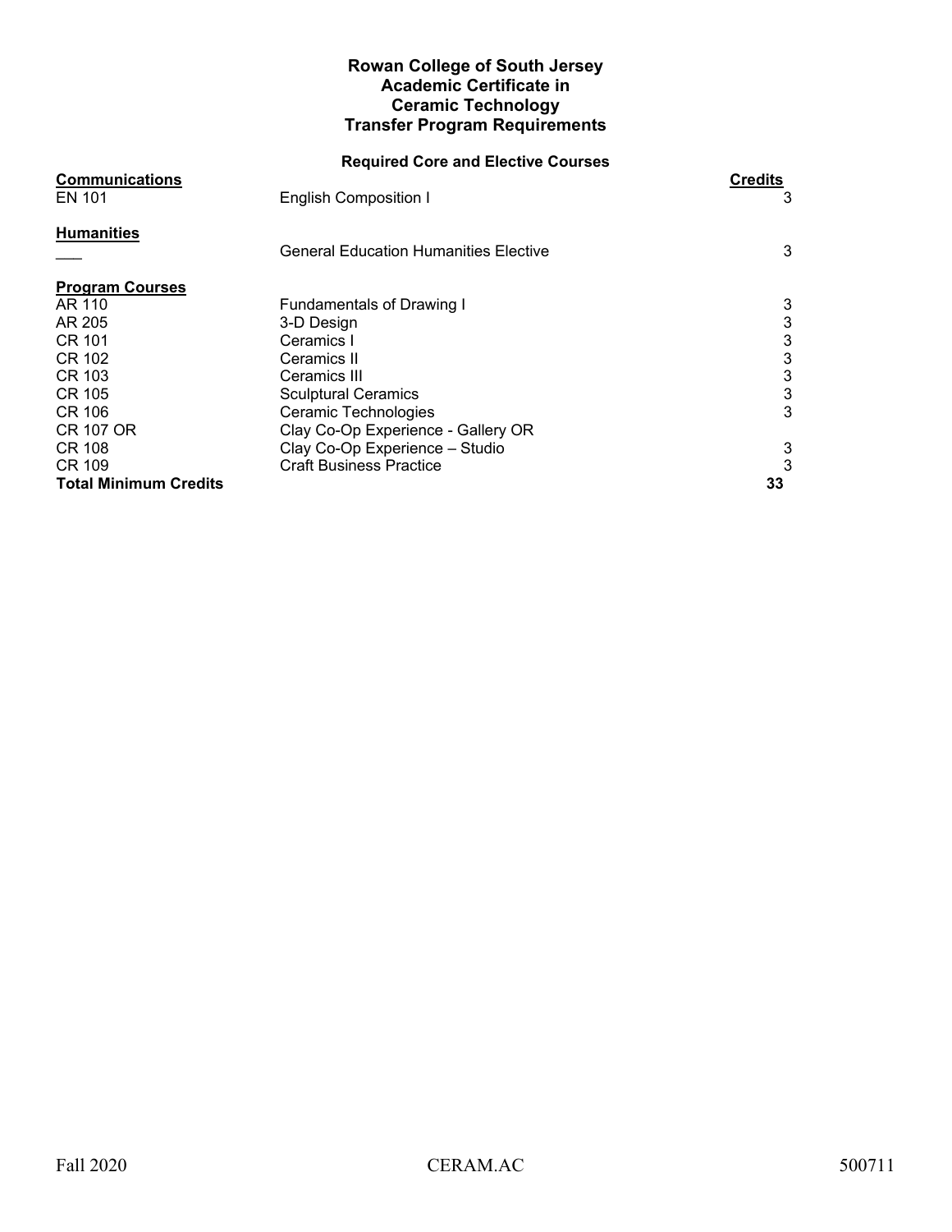**Rowan College of South Jersey**
**Academic Certificate in**
**Ceramic Technology**
**Transfer Program Requirements**

**Required Core and Elective Courses**

| | | Credits |
|---|---|---|
| **Communications** | | |
| EN 101 | English Composition I | 3 |
| **Humanities** | | |
| ___ | General Education Humanities Elective | 3 |
| **Program Courses** | | |
| AR 110 | Fundamentals of Drawing I | 3 |
| AR 205 | 3-D Design | 3 |
| CR 101 | Ceramics I | 3 |
| CR 102 | Ceramics II | 3 |
| CR 103 | Ceramics III | 3 |
| CR 105 | Sculptural Ceramics | 3 |
| CR 106 | Ceramic Technologies | 3 |
| CR 107 OR | Clay Co-Op Experience - Gallery OR | |
| CR 108 | Clay Co-Op Experience – Studio | 3 |
| CR 109 | Craft Business Practice | 3 |
| **Total Minimum Credits** | | **33** |

Fall 2020 CERAM.AC 500711